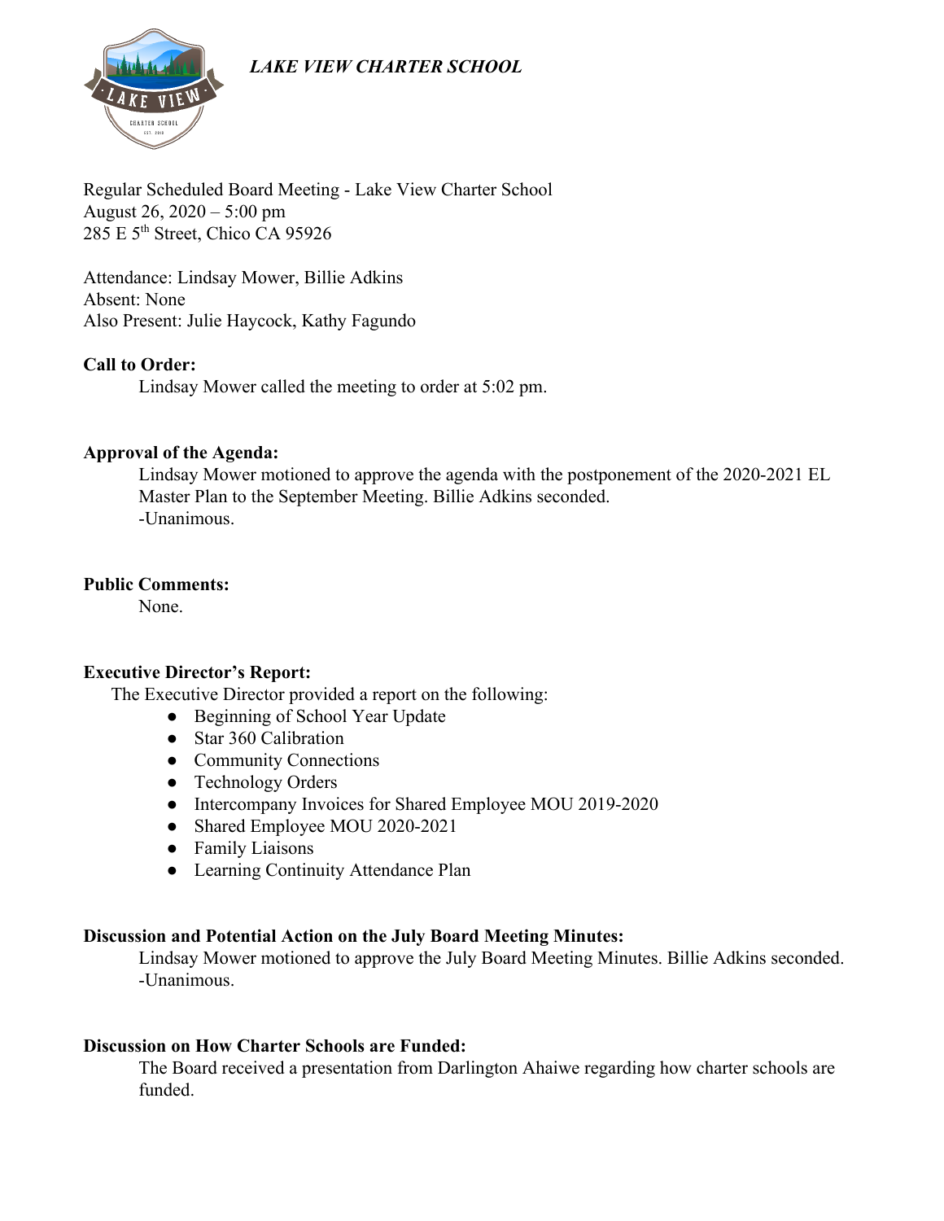***LAKE VIEW CHARTER SCHOOL***

Regular Scheduled Board Meeting - Lake View Charter School
August 26, 2020 – 5:00 pm
285 E 5th Street, Chico CA 95926

Attendance: Lindsay Mower, Billie Adkins
Absent: None
Also Present: Julie Haycock, Kathy Fagundo

**Call to Order:**

Lindsay Mower called the meeting to order at 5:02 pm.

**Approval of the Agenda:**

Lindsay Mower motioned to approve the agenda with the postponement of the 2020-2021 EL Master Plan to the September Meeting. Billie Adkins seconded.
-Unanimous.

**Public Comments:**

None.

**Executive Director's Report:**

The Executive Director provided a report on the following:

- Beginning of School Year Update
- Star 360 Calibration
- Community Connections
- Technology Orders
- Intercompany Invoices for Shared Employee MOU 2019-2020
- Shared Employee MOU 2020-2021
- Family Liaisons
- Learning Continuity Attendance Plan

**Discussion and Potential Action on the July Board Meeting Minutes:**

Lindsay Mower motioned to approve the July Board Meeting Minutes. Billie Adkins seconded.
-Unanimous.

**Discussion on How Charter Schools are Funded:**

The Board received a presentation from Darlington Ahaiwe regarding how charter schools are funded.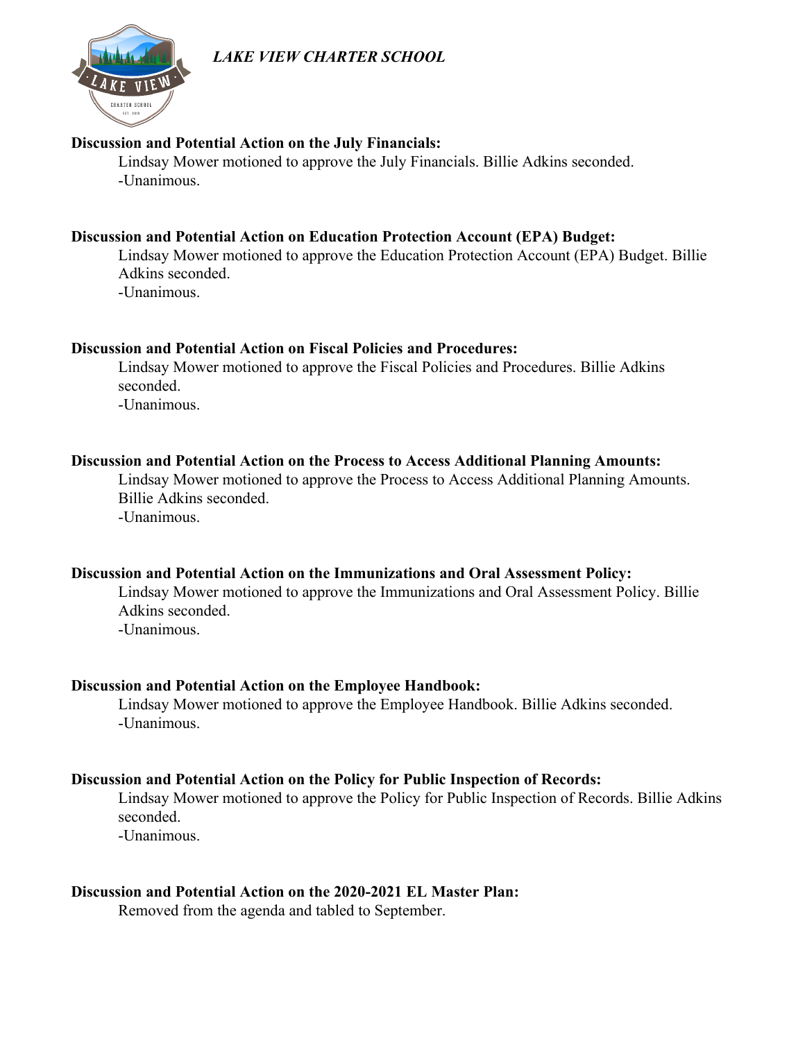*LAKE VIEW CHARTER SCHOOL*

**Discussion and Potential Action on the July Financials:**

Lindsay Mower motioned to approve the July Financials. Billie Adkins seconded.
-Unanimous.

**Discussion and Potential Action on Education Protection Account (EPA) Budget:**

Lindsay Mower motioned to approve the Education Protection Account (EPA) Budget. Billie Adkins seconded.
-Unanimous.

**Discussion and Potential Action on Fiscal Policies and Procedures:**

Lindsay Mower motioned to approve the Fiscal Policies and Procedures. Billie Adkins seconded.
-Unanimous.

**Discussion and Potential Action on the Process to Access Additional Planning Amounts:**

Lindsay Mower motioned to approve the Process to Access Additional Planning Amounts. Billie Adkins seconded.
-Unanimous.

**Discussion and Potential Action on the Immunizations and Oral Assessment Policy:**

Lindsay Mower motioned to approve the Immunizations and Oral Assessment Policy. Billie Adkins seconded.
-Unanimous.

**Discussion and Potential Action on the Employee Handbook:**

Lindsay Mower motioned to approve the Employee Handbook. Billie Adkins seconded.
-Unanimous.

**Discussion and Potential Action on the Policy for Public Inspection of Records:**

Lindsay Mower motioned to approve the Policy for Public Inspection of Records. Billie Adkins seconded.
-Unanimous.

**Discussion and Potential Action on the 2020-2021 EL Master Plan:**

Removed from the agenda and tabled to September.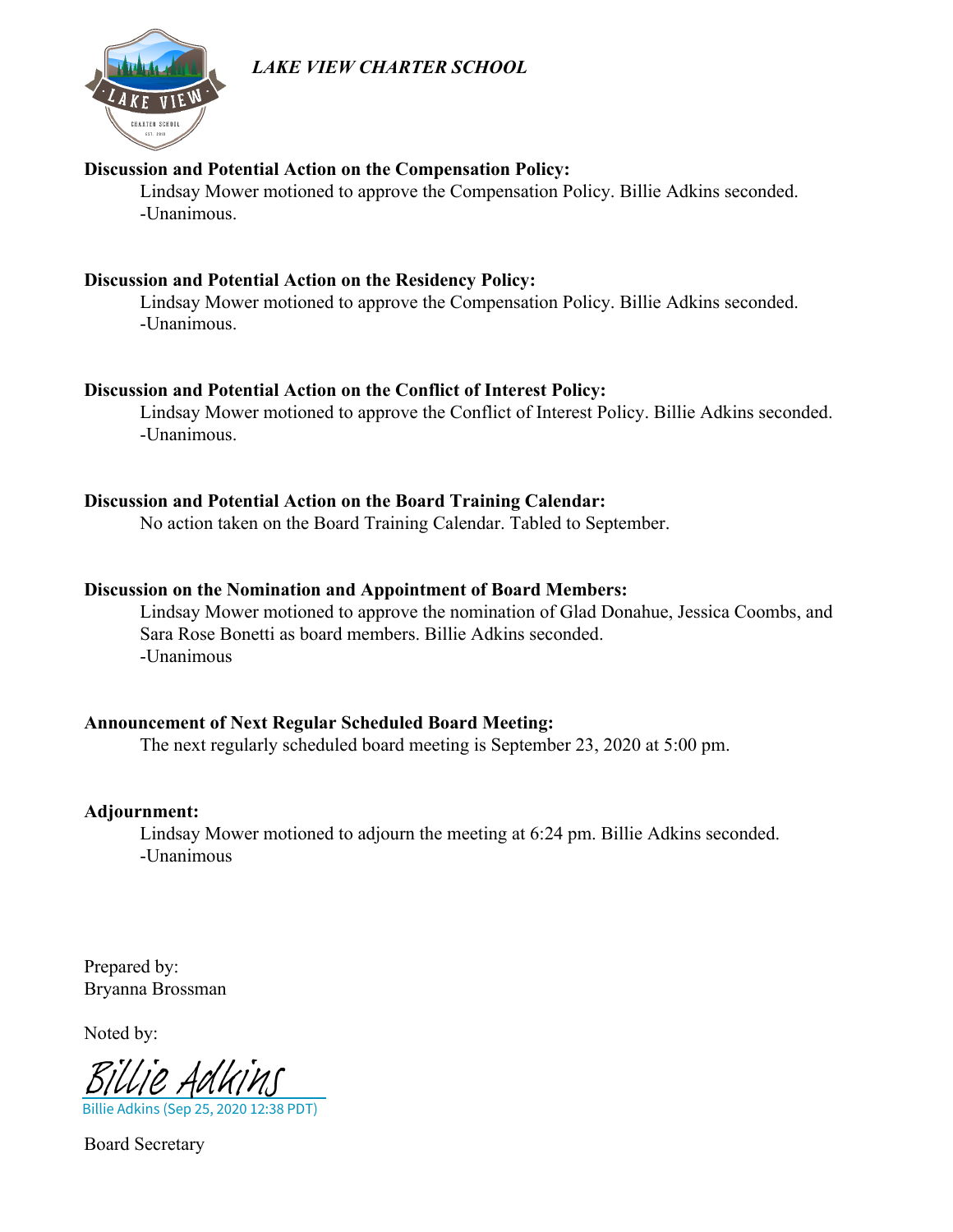*LAKE VIEW CHARTER SCHOOL*

**Discussion and Potential Action on the Compensation Policy:**

Lindsay Mower motioned to approve the Compensation Policy. Billie Adkins seconded.
-Unanimous.

**Discussion and Potential Action on the Residency Policy:**

Lindsay Mower motioned to approve the Compensation Policy. Billie Adkins seconded.
-Unanimous.

**Discussion and Potential Action on the Conflict of Interest Policy:**

Lindsay Mower motioned to approve the Conflict of Interest Policy. Billie Adkins seconded.
-Unanimous.

**Discussion and Potential Action on the Board Training Calendar:**

No action taken on the Board Training Calendar. Tabled to September.

**Discussion on the Nomination and Appointment of Board Members:**

Lindsay Mower motioned to approve the nomination of Glad Donahue, Jessica Coombs, and Sara Rose Bonetti as board members. Billie Adkins seconded.
-Unanimous

**Announcement of Next Regular Scheduled Board Meeting:**

The next regularly scheduled board meeting is September 23, 2020 at 5:00 pm.

**Adjournment:**

Lindsay Mower motioned to adjourn the meeting at 6:24 pm. Billie Adkins seconded.
-Unanimous

Prepared by:
Bryanna Brossman

Noted by:

Billie Adkins
Billie Adkins (Sep 25, 2020 12:38 PDT)

Board Secretary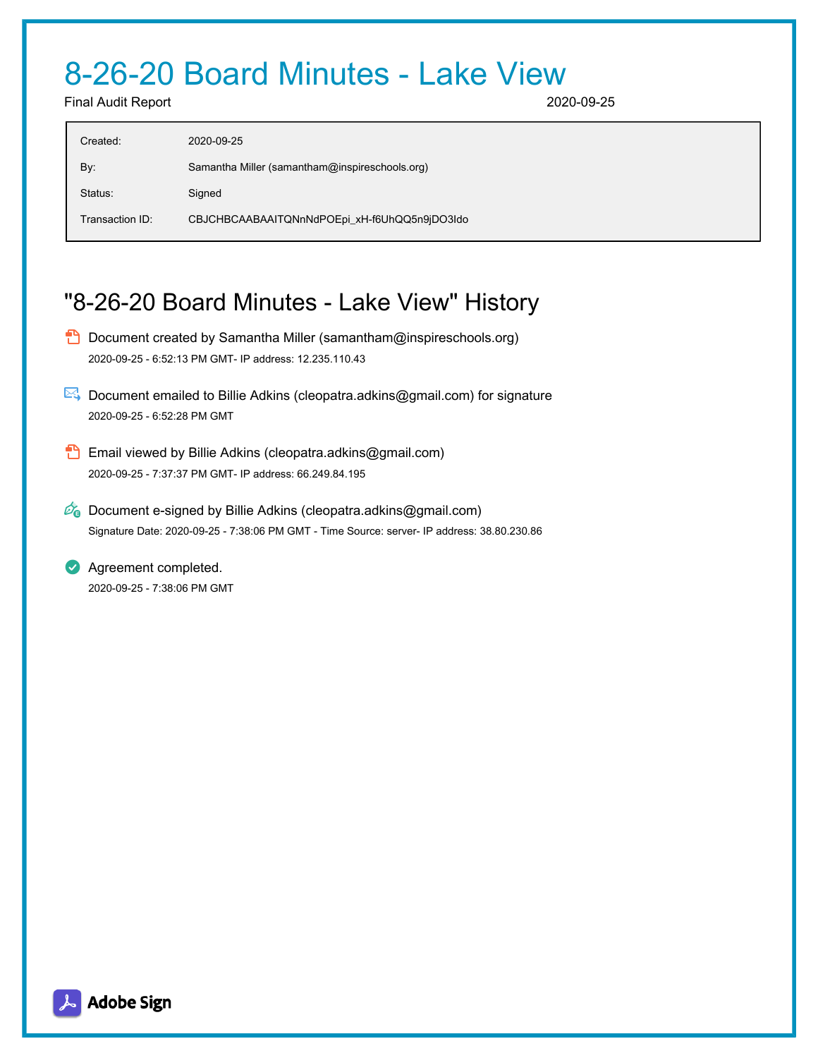# 8-26-20 Board Minutes - Lake View

Final Audit Report 2020-09-25

| | |
|---|---|
| Created: | 2020-09-25 |
| By: | Samantha Miller (samantham@inspireschools.org) |
| Status: | Signed |
| Transaction ID: | CBJCHBCAABAAITQNnNdPOEpi_xH-f6UhQQ5n9jDO3Ido |

## "8-26-20 Board Minutes - Lake View" History

- Document created by Samantha Miller (samantham@inspireschools.org)
  2020-09-25 - 6:52:13 PM GMT- IP address: 12.235.110.43

- Document emailed to Billie Adkins (cleopatra.adkins@gmail.com) for signature
  2020-09-25 - 6:52:28 PM GMT

- Email viewed by Billie Adkins (cleopatra.adkins@gmail.com)
  2020-09-25 - 7:37:37 PM GMT- IP address: 66.249.84.195

- Document e-signed by Billie Adkins (cleopatra.adkins@gmail.com)
  Signature Date: 2020-09-25 - 7:38:06 PM GMT - Time Source: server- IP address: 38.80.230.86

- Agreement completed.
  2020-09-25 - 7:38:06 PM GMT

Adobe Sign